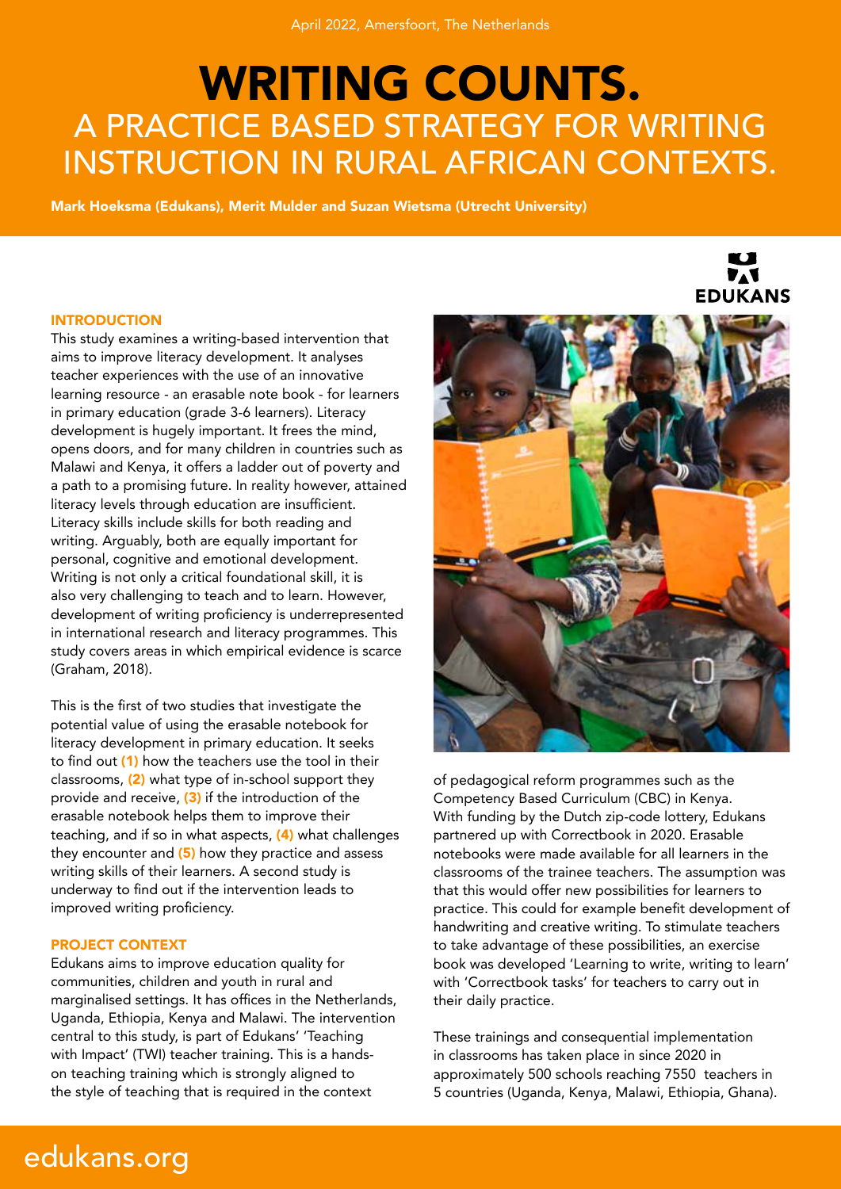April 2022, Amersfoort, The Netherlands

# WRITING COUNTS.
## A PRACTICE BASED STRATEGY FOR WRITING INSTRUCTION IN RURAL AFRICAN CONTEXTS.

**Mark Hoeksma (Edukans), Merit Mulder and Suzan Wietsma (Utrecht University)**

### INTRODUCTION

This study examines a writing-based intervention that aims to improve literacy development. It analyses teacher experiences with the use of an innovative learning resource - an erasable note book - for learners in primary education (grade 3-6 learners). Literacy development is hugely important. It frees the mind, opens doors, and for many children in countries such as Malawi and Kenya, it offers a ladder out of poverty and a path to a promising future. In reality however, attained literacy levels through education are insufficient. Literacy skills include skills for both reading and writing. Arguably, both are equally important for personal, cognitive and emotional development. Writing is not only a critical foundational skill, it is also very challenging to teach and to learn. However, development of writing proficiency is underrepresented in international research and literacy programmes. This study covers areas in which empirical evidence is scarce (Graham, 2018).

This is the first of two studies that investigate the potential value of using the erasable notebook for literacy development in primary education. It seeks to find out **(1)** how the teachers use the tool in their classrooms, **(2)** what type of in-school support they provide and receive, **(3)** if the introduction of the erasable notebook helps them to improve their teaching, and if so in what aspects, **(4)** what challenges they encounter and **(5)** how they practice and assess writing skills of their learners. A second study is underway to find out if the intervention leads to improved writing proficiency.

### PROJECT CONTEXT

Edukans aims to improve education quality for communities, children and youth in rural and marginalised settings. It has offices in the Netherlands, Uganda, Ethiopia, Kenya and Malawi. The intervention central to this study, is part of Edukans' 'Teaching with Impact' (TWI) teacher training. This is a hands-on teaching training which is strongly aligned to the style of teaching that is required in the context of pedagogical reform programmes such as the Competency Based Curriculum (CBC) in Kenya. With funding by the Dutch zip-code lottery, Edukans partnered up with Correctbook in 2020. Erasable notebooks were made available for all learners in the classrooms of the trainee teachers. The assumption was that this would offer new possibilities for learners to practice. This could for example benefit development of handwriting and creative writing. To stimulate teachers to take advantage of these possibilities, an exercise book was developed 'Learning to write, writing to learn' with 'Correctbook tasks' for teachers to carry out in their daily practice.

These trainings and consequential implementation in classrooms has taken place in since 2020 in approximately 500 schools reaching 7550 teachers in 5 countries (Uganda, Kenya, Malawi, Ethiopia, Ghana).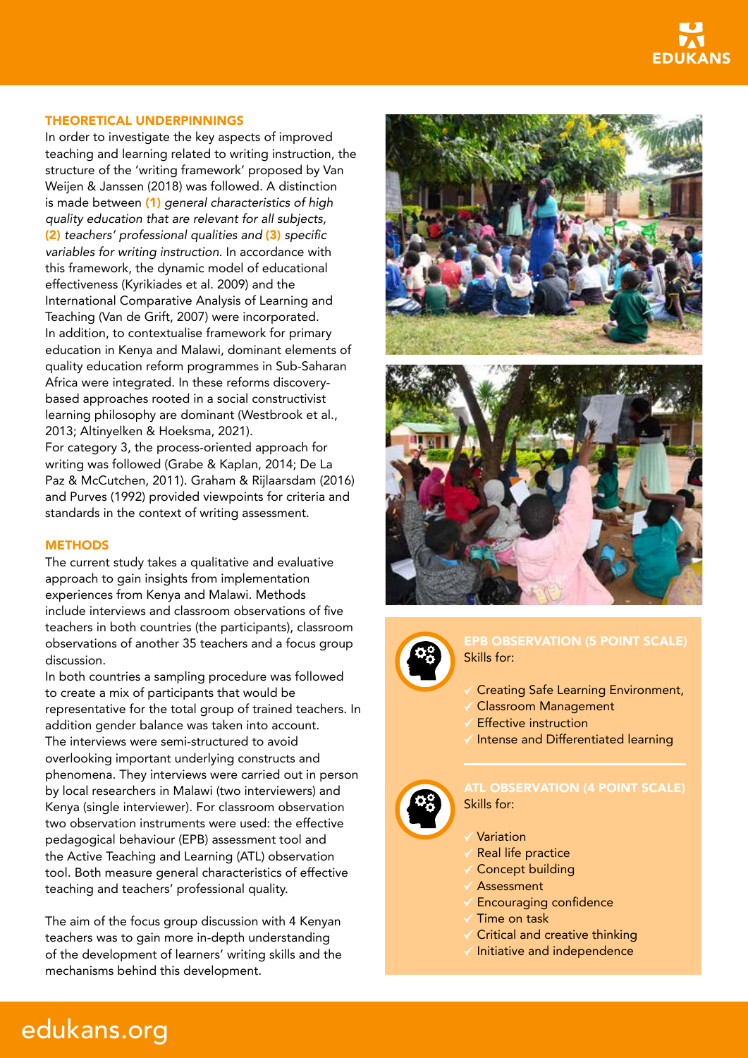## THEORETICAL UNDERPINNINGS

In order to investigate the key aspects of improved teaching and learning related to writing instruction, the structure of the 'writing framework' proposed by Van Weijen & Janssen (2018) was followed. A distinction is made between **(1)** *general characteristics of high quality education that are relevant for all subjects,* **(2)** *teachers' professional qualities and* **(3)** *specific variables for writing instruction.* In accordance with this framework, the dynamic model of educational effectiveness (Kyrikiades et al. 2009) and the International Comparative Analysis of Learning and Teaching (Van de Grift, 2007) were incorporated. In addition, to contextualise framework for primary education in Kenya and Malawi, dominant elements of quality education reform programmes in Sub-Saharan Africa were integrated. In these reforms discovery-based approaches rooted in a social constructivist learning philosophy are dominant (Westbrook et al., 2013; Altinyelken & Hoeksma, 2021).

For category 3, the process-oriented approach for writing was followed (Grabe & Kaplan, 2014; De La Paz & McCutchen, 2011). Graham & Rijlaarsdam (2016) and Purves (1992) provided viewpoints for criteria and standards in the context of writing assessment.

## METHODS

The current study takes a qualitative and evaluative approach to gain insights from implementation experiences from Kenya and Malawi. Methods include interviews and classroom observations of five teachers in both countries (the participants), classroom observations of another 35 teachers and a focus group discussion.

In both countries a sampling procedure was followed to create a mix of participants that would be representative for the total group of trained teachers. In addition gender balance was taken into account. The interviews were semi-structured to avoid overlooking important underlying constructs and phenomena. They interviews were carried out in person by local researchers in Malawi (two interviewers) and Kenya (single interviewer). For classroom observation two observation instruments were used: the effective pedagogical behaviour (EPB) assessment tool and the Active Teaching and Learning (ATL) observation tool. Both measure general characteristics of effective teaching and teachers' professional quality.

The aim of the focus group discussion with 4 Kenyan teachers was to gain more in-depth understanding of the development of learners' writing skills and the mechanisms behind this development.

### EPB OBSERVATION (5 POINT SCALE)

Skills for:

- Creating Safe Learning Environment,
- Classroom Management
- Effective instruction
- Intense and Differentiated learning

### ATL OBSERVATION (4 POINT SCALE)

Skills for:

- Variation
- Real life practice
- Concept building
- Assessment
- Encouraging confidence
- Time on task
- Critical and creative thinking
- Initiative and independence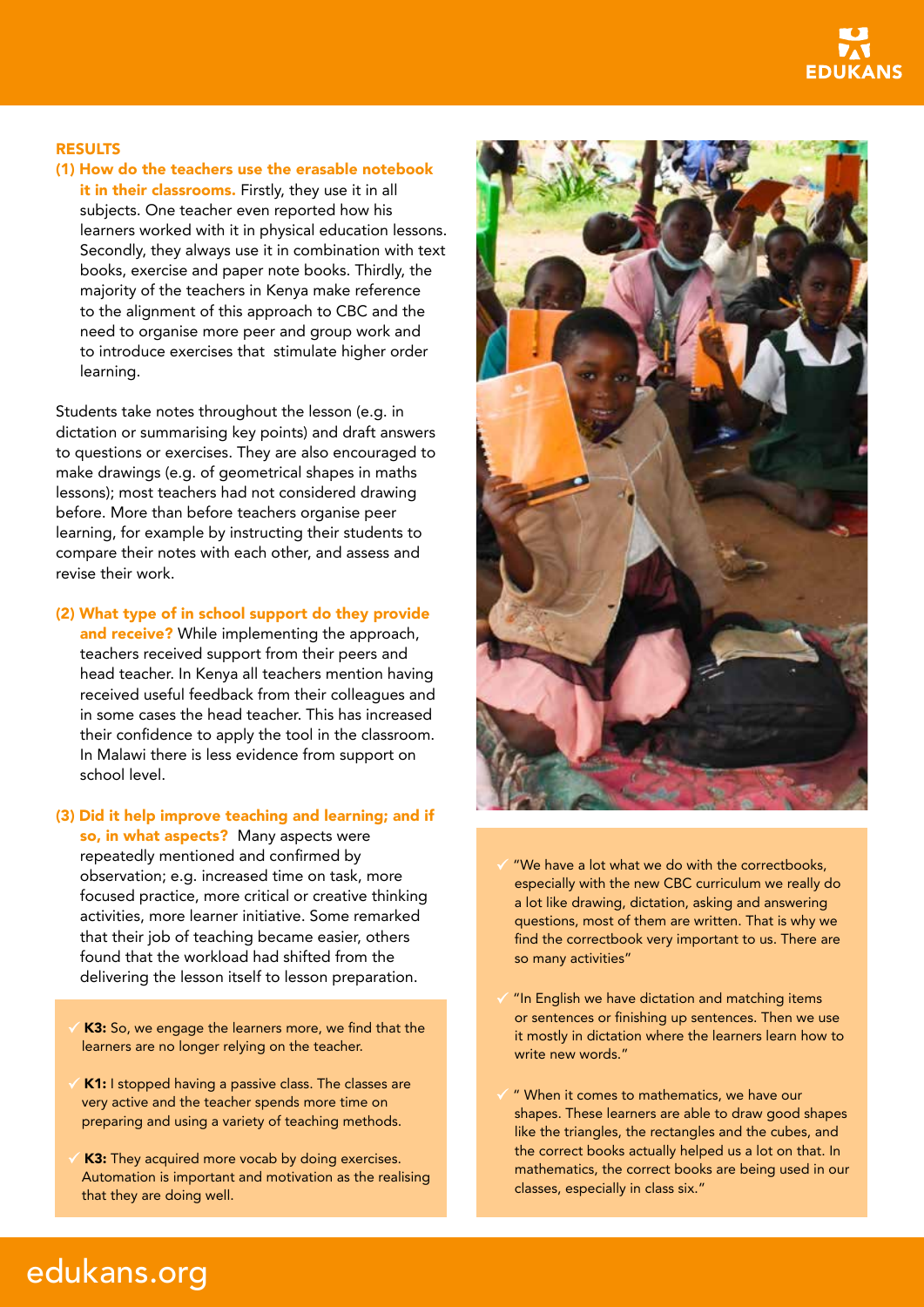## RESULTS

**(1) How do the teachers use the erasable notebook it in their classrooms.** Firstly, they use it in all subjects. One teacher even reported how his learners worked with it in physical education lessons. Secondly, they always use it in combination with text books, exercise and paper note books. Thirdly, the majority of the teachers in Kenya make reference to the alignment of this approach to CBC and the need to organise more peer and group work and to introduce exercises that stimulate higher order learning.

Students take notes throughout the lesson (e.g. in dictation or summarising key points) and draft answers to questions or exercises. They are also encouraged to make drawings (e.g. of geometrical shapes in maths lessons); most teachers had not considered drawing before. More than before teachers organise peer learning, for example by instructing their students to compare their notes with each other, and assess and revise their work.

**(2) What type of in school support do they provide and receive?** While implementing the approach, teachers received support from their peers and head teacher. In Kenya all teachers mention having received useful feedback from their colleagues and in some cases the head teacher. This has increased their confidence to apply the tool in the classroom. In Malawi there is less evidence from support on school level.

**(3) Did it help improve teaching and learning; and if so, in what aspects?** Many aspects were repeatedly mentioned and confirmed by observation; e.g. increased time on task, more focused practice, more critical or creative thinking activities, more learner initiative. Some remarked that their job of teaching became easier, others found that the workload had shifted from the delivering the lesson itself to lesson preparation.

- **K3:** So, we engage the learners more, we find that the learners are no longer relying on the teacher.
- **K1:** I stopped having a passive class. The classes are very active and the teacher spends more time on preparing and using a variety of teaching methods.
- **K3:** They acquired more vocab by doing exercises. Automation is important and motivation as the realising that they are doing well.

- "We have a lot what we do with the correctbooks, especially with the new CBC curriculum we really do a lot like drawing, dictation, asking and answering questions, most of them are written. That is why we find the correctbook very important to us. There are so many activities"
- "In English we have dictation and matching items or sentences or finishing up sentences. Then we use it mostly in dictation where the learners learn how to write new words."
- " When it comes to mathematics, we have our shapes. These learners are able to draw good shapes like the triangles, the rectangles and the cubes, and the correct books actually helped us a lot on that. In mathematics, the correct books are being used in our classes, especially in class six."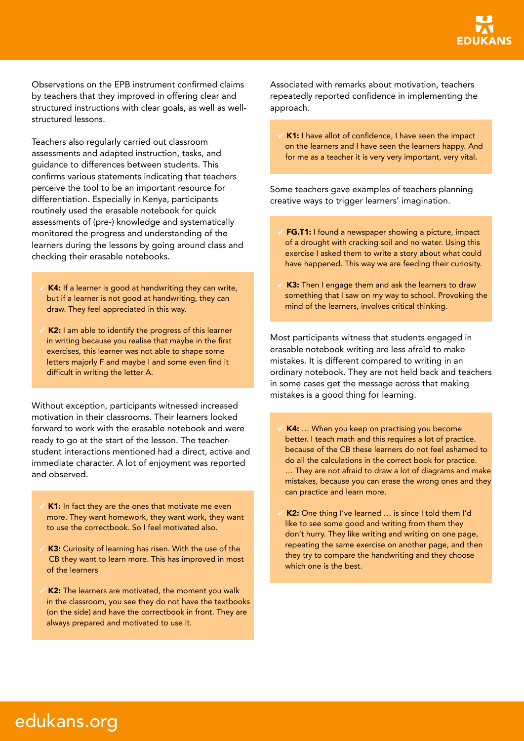Observations on the EPB instrument confirmed claims by teachers that they improved in offering clear and structured instructions with clear goals, as well as well-structured lessons.

Teachers also regularly carried out classroom assessments and adapted instruction, tasks, and guidance to differences between students. This confirms various statements indicating that teachers perceive the tool to be an important resource for differentiation. Especially in Kenya, participants routinely used the erasable notebook for quick assessments of (pre-) knowledge and systematically monitored the progress and understanding of the learners during the lessons by going around class and checking their erasable notebooks.

> ✓ **K4:** If a learner is good at handwriting they can write, but if a learner is not good at handwriting, they can draw. They feel appreciated in this way.
>
> ✓ **K2:** I am able to identify the progress of this learner in writing because you realise that maybe in the first exercises, this learner was not able to shape some letters majorly F and maybe I and some even find it difficult in writing the letter A.

Without exception, participants witnessed increased motivation in their classrooms. Their learners looked forward to work with the erasable notebook and were ready to go at the start of the lesson. The teacher-student interactions mentioned had a direct, active and immediate character. A lot of enjoyment was reported and observed.

> ✓ **K1:** In fact they are the ones that motivate me even more. They want homework, they want work, they want to use the correctbook. So I feel motivated also.
>
> ✓ **K3:** Curiosity of learning has risen. With the use of the CB they want to learn more. This has improved in most of the learners
>
> ✓ **K2:** The learners are motivated, the moment you walk in the classroom, you see they do not have the textbooks (on the side) and have the correctbook in front. They are always prepared and motivated to use it.

Associated with remarks about motivation, teachers repeatedly reported confidence in implementing the approach.

> ✓ **K1:** I have allot of confidence, I have seen the impact on the learners and I have seen the learners happy. And for me as a teacher it is very very important, very vital.

Some teachers gave examples of teachers planning creative ways to trigger learners' imagination.

> ✓ **FG.T1:** I found a newspaper showing a picture, impact of a drought with cracking soil and no water. Using this exercise I asked them to write a story about what could have happened. This way we are feeding their curiosity.
>
> ✓ **K3:** Then I engage them and ask the learners to draw something that I saw on my way to school. Provoking the mind of the learners, involves critical thinking.

Most participants witness that students engaged in erasable notebook writing are less afraid to make mistakes. It is different compared to writing in an ordinary notebook. They are not held back and teachers in some cases get the message across that making mistakes is a good thing for learning.

> ✓ **K4:** … When you keep on practising you become better. I teach math and this requires a lot of practice. because of the CB these learners do not feel ashamed to do all the calculations in the correct book for practice. … They are not afraid to draw a lot of diagrams and make mistakes, because you can erase the wrong ones and they can practice and learn more.
>
> ✓ **K2:** One thing I've learned … is since I told them I'd like to see some good and writing from them they don't hurry. They like writing and writing on one page, repeating the same exercise on another page, and then they try to compare the handwriting and they choose which one is the best.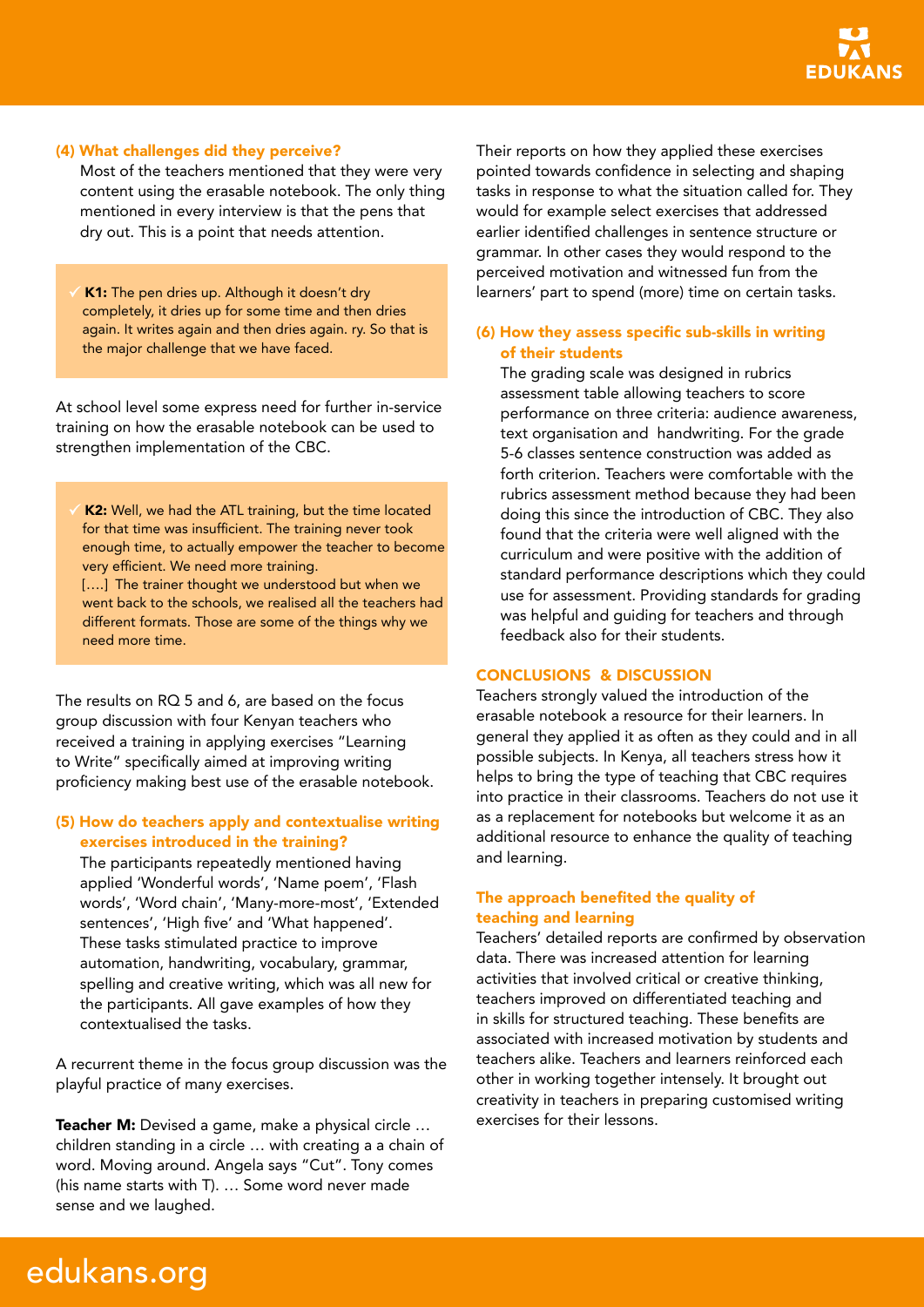### (4) What challenges did they perceive?

Most of the teachers mentioned that they were very content using the erasable notebook. The only thing mentioned in every interview is that the pens that dry out. This is a point that needs attention.

> ✓ **K1:** The pen dries up. Although it doesn't dry completely, it dries up for some time and then dries again. It writes again and then dries again. ry. So that is the major challenge that we have faced.

At school level some express need for further in-service training on how the erasable notebook can be used to strengthen implementation of the CBC.

> ✓ **K2:** Well, we had the ATL training, but the time located for that time was insufficient. The training never took enough time, to actually empower the teacher to become very efficient. We need more training.
> [….] The trainer thought we understood but when we went back to the schools, we realised all the teachers had different formats. Those are some of the things why we need more time.

The results on RQ 5 and 6, are based on the focus group discussion with four Kenyan teachers who received a training in applying exercises "Learning to Write" specifically aimed at improving writing proficiency making best use of the erasable notebook.

### (5) How do teachers apply and contextualise writing exercises introduced in the training?

The participants repeatedly mentioned having applied 'Wonderful words', 'Name poem', 'Flash words', 'Word chain', 'Many-more-most', 'Extended sentences', 'High five' and 'What happened'. These tasks stimulated practice to improve automation, handwriting, vocabulary, grammar, spelling and creative writing, which was all new for the participants. All gave examples of how they contextualised the tasks.

A recurrent theme in the focus group discussion was the playful practice of many exercises.

**Teacher M:** Devised a game, make a physical circle … children standing in a circle … with creating a a chain of word. Moving around. Angela says "Cut". Tony comes (his name starts with T). … Some word never made sense and we laughed.

Their reports on how they applied these exercises pointed towards confidence in selecting and shaping tasks in response to what the situation called for. They would for example select exercises that addressed earlier identified challenges in sentence structure or grammar. In other cases they would respond to the perceived motivation and witnessed fun from the learners' part to spend (more) time on certain tasks.

### (6) How they assess specific sub-skills in writing of their students

The grading scale was designed in rubrics assessment table allowing teachers to score performance on three criteria: audience awareness, text organisation and handwriting. For the grade 5-6 classes sentence construction was added as forth criterion. Teachers were comfortable with the rubrics assessment method because they had been doing this since the introduction of CBC. They also found that the criteria were well aligned with the curriculum and were positive with the addition of standard performance descriptions which they could use for assessment. Providing standards for grading was helpful and guiding for teachers and through feedback also for their students.

## CONCLUSIONS & DISCUSSION

Teachers strongly valued the introduction of the erasable notebook a resource for their learners. In general they applied it as often as they could and in all possible subjects. In Kenya, all teachers stress how it helps to bring the type of teaching that CBC requires into practice in their classrooms. Teachers do not use it as a replacement for notebooks but welcome it as an additional resource to enhance the quality of teaching and learning.

### The approach benefited the quality of teaching and learning

Teachers' detailed reports are confirmed by observation data. There was increased attention for learning activities that involved critical or creative thinking, teachers improved on differentiated teaching and in skills for structured teaching. These benefits are associated with increased motivation by students and teachers alike. Teachers and learners reinforced each other in working together intensely. It brought out creativity in teachers in preparing customised writing exercises for their lessons.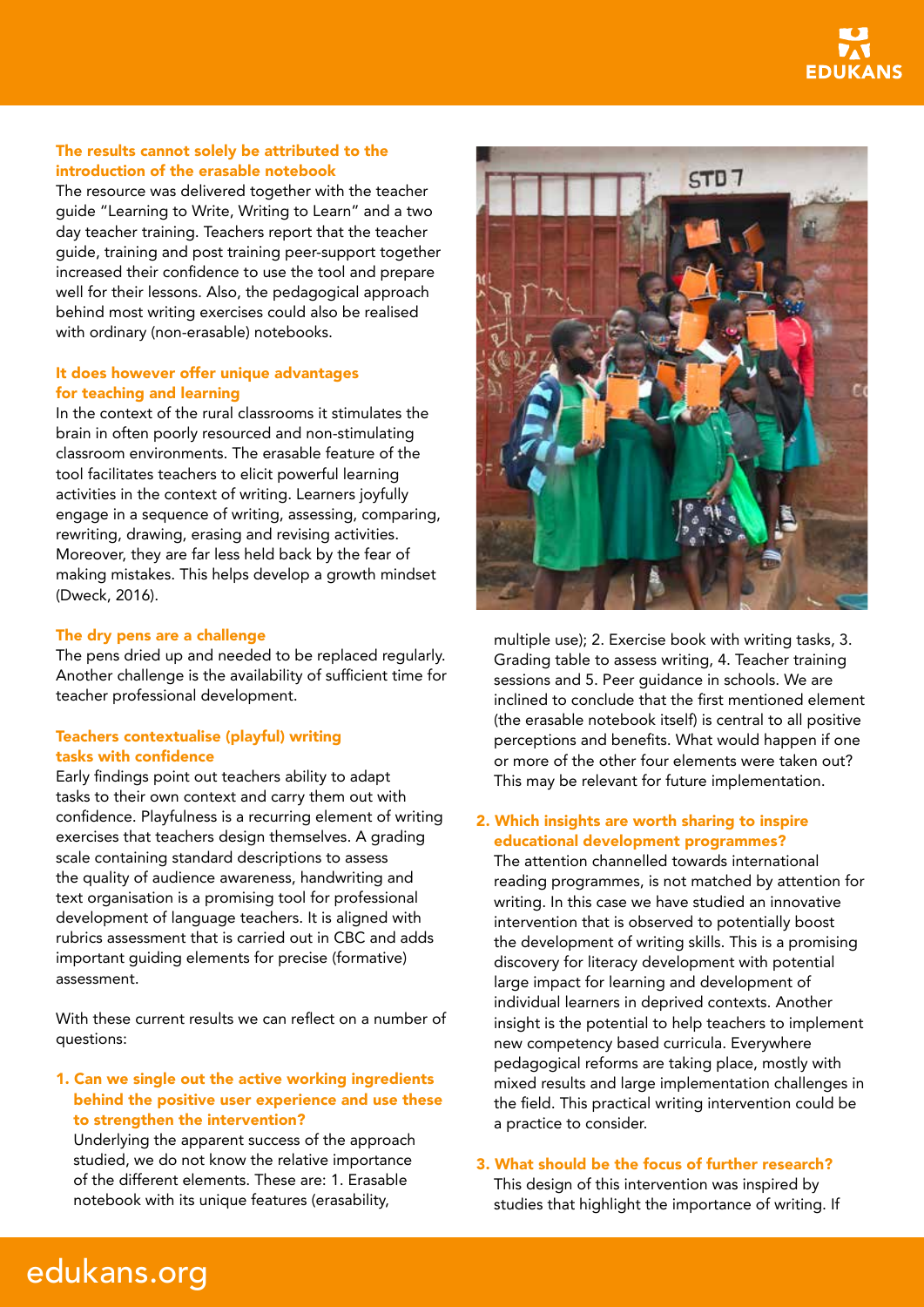### The results cannot solely be attributed to the introduction of the erasable notebook

The resource was delivered together with the teacher guide "Learning to Write, Writing to Learn" and a two day teacher training. Teachers report that the teacher guide, training and post training peer-support together increased their confidence to use the tool and prepare well for their lessons. Also, the pedagogical approach behind most writing exercises could also be realised with ordinary (non-erasable) notebooks.

### It does however offer unique advantages for teaching and learning

In the context of the rural classrooms it stimulates the brain in often poorly resourced and non-stimulating classroom environments. The erasable feature of the tool facilitates teachers to elicit powerful learning activities in the context of writing. Learners joyfully engage in a sequence of writing, assessing, comparing, rewriting, drawing, erasing and revising activities. Moreover, they are far less held back by the fear of making mistakes. This helps develop a growth mindset (Dweck, 2016).

### The dry pens are a challenge

The pens dried up and needed to be replaced regularly. Another challenge is the availability of sufficient time for teacher professional development.

### Teachers contextualise (playful) writing tasks with confidence

Early findings point out teachers ability to adapt tasks to their own context and carry them out with confidence. Playfulness is a recurring element of writing exercises that teachers design themselves. A grading scale containing standard descriptions to assess the quality of audience awareness, handwriting and text organisation is a promising tool for professional development of language teachers. It is aligned with rubrics assessment that is carried out in CBC and adds important guiding elements for precise (formative) assessment.

With these current results we can reflect on a number of questions:

1. **Can we single out the active working ingredients behind the positive user experience and use these to strengthen the intervention?**
   Underlying the apparent success of the approach studied, we do not know the relative importance of the different elements. These are: 1. Erasable notebook with its unique features (erasability, multiple use); 2. Exercise book with writing tasks, 3. Grading table to assess writing, 4. Teacher training sessions and 5. Peer guidance in schools. We are inclined to conclude that the first mentioned element (the erasable notebook itself) is central to all positive perceptions and benefits. What would happen if one or more of the other four elements were taken out? This may be relevant for future implementation.

2. **Which insights are worth sharing to inspire educational development programmes?**
   The attention channelled towards international reading programmes, is not matched by attention for writing. In this case we have studied an innovative intervention that is observed to potentially boost the development of writing skills. This is a promising discovery for literacy development with potential large impact for learning and development of individual learners in deprived contexts. Another insight is the potential to help teachers to implement new competency based curricula. Everywhere pedagogical reforms are taking place, mostly with mixed results and large implementation challenges in the field. This practical writing intervention could be a practice to consider.

3. **What should be the focus of further research?**
   This design of this intervention was inspired by studies that highlight the importance of writing. If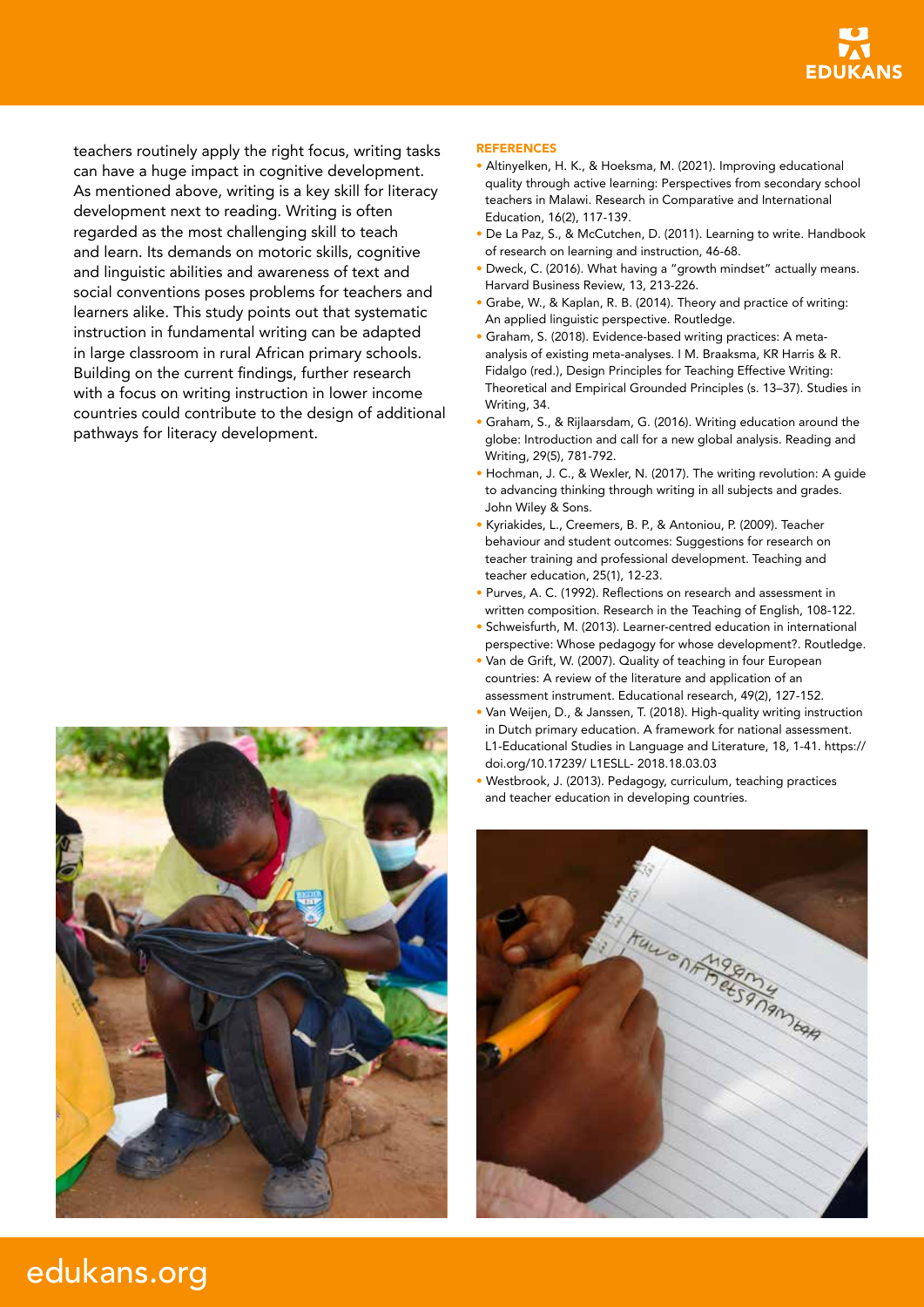teachers routinely apply the right focus, writing tasks can have a huge impact in cognitive development. As mentioned above, writing is a key skill for literacy development next to reading. Writing is often regarded as the most challenging skill to teach and learn. Its demands on motoric skills, cognitive and linguistic abilities and awareness of text and social conventions poses problems for teachers and learners alike. This study points out that systematic instruction in fundamental writing can be adapted in large classroom in rural African primary schools. Building on the current findings, further research with a focus on writing instruction in lower income countries could contribute to the design of additional pathways for literacy development.

## REFERENCES

- Altinyelken, H. K., & Hoeksma, M. (2021). Improving educational quality through active learning: Perspectives from secondary school teachers in Malawi. Research in Comparative and International Education, 16(2), 117-139.
- De La Paz, S., & McCutchen, D. (2011). Learning to write. Handbook of research on learning and instruction, 46-68.
- Dweck, C. (2016). What having a "growth mindset" actually means. Harvard Business Review, 13, 213-226.
- Grabe, W., & Kaplan, R. B. (2014). Theory and practice of writing: An applied linguistic perspective. Routledge.
- Graham, S. (2018). Evidence-based writing practices: A meta-analysis of existing meta-analyses. I M. Braaksma, KR Harris & R. Fidalgo (red.), Design Principles for Teaching Effective Writing: Theoretical and Empirical Grounded Principles (s. 13–37). Studies in Writing, 34.
- Graham, S., & Rijlaarsdam, G. (2016). Writing education around the globe: Introduction and call for a new global analysis. Reading and Writing, 29(5), 781-792.
- Hochman, J. C., & Wexler, N. (2017). The writing revolution: A guide to advancing thinking through writing in all subjects and grades. John Wiley & Sons.
- Kyriakides, L., Creemers, B. P., & Antoniou, P. (2009). Teacher behaviour and student outcomes: Suggestions for research on teacher training and professional development. Teaching and teacher education, 25(1), 12-23.
- Purves, A. C. (1992). Reflections on research and assessment in written composition. Research in the Teaching of English, 108-122.
- Schweisfurth, M. (2013). Learner-centred education in international perspective: Whose pedagogy for whose development?. Routledge.
- Van de Grift, W. (2007). Quality of teaching in four European countries: A review of the literature and application of an assessment instrument. Educational research, 49(2), 127-152.
- Van Weijen, D., & Janssen, T. (2018). High-quality writing instruction in Dutch primary education. A framework for national assessment. L1-Educational Studies in Language and Literature, 18, 1-41. https://doi.org/10.17239/ L1ESLL- 2018.18.03.03
- Westbrook, J. (2013). Pedagogy, curriculum, teaching practices and teacher education in developing countries.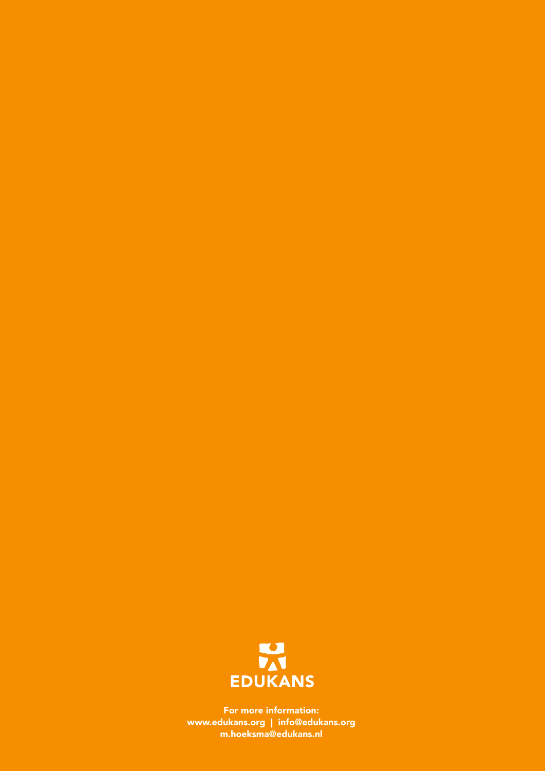EDUKANS

For more information:
www.edukans.org | info@edukans.org
m.hoeksma@edukans.nl